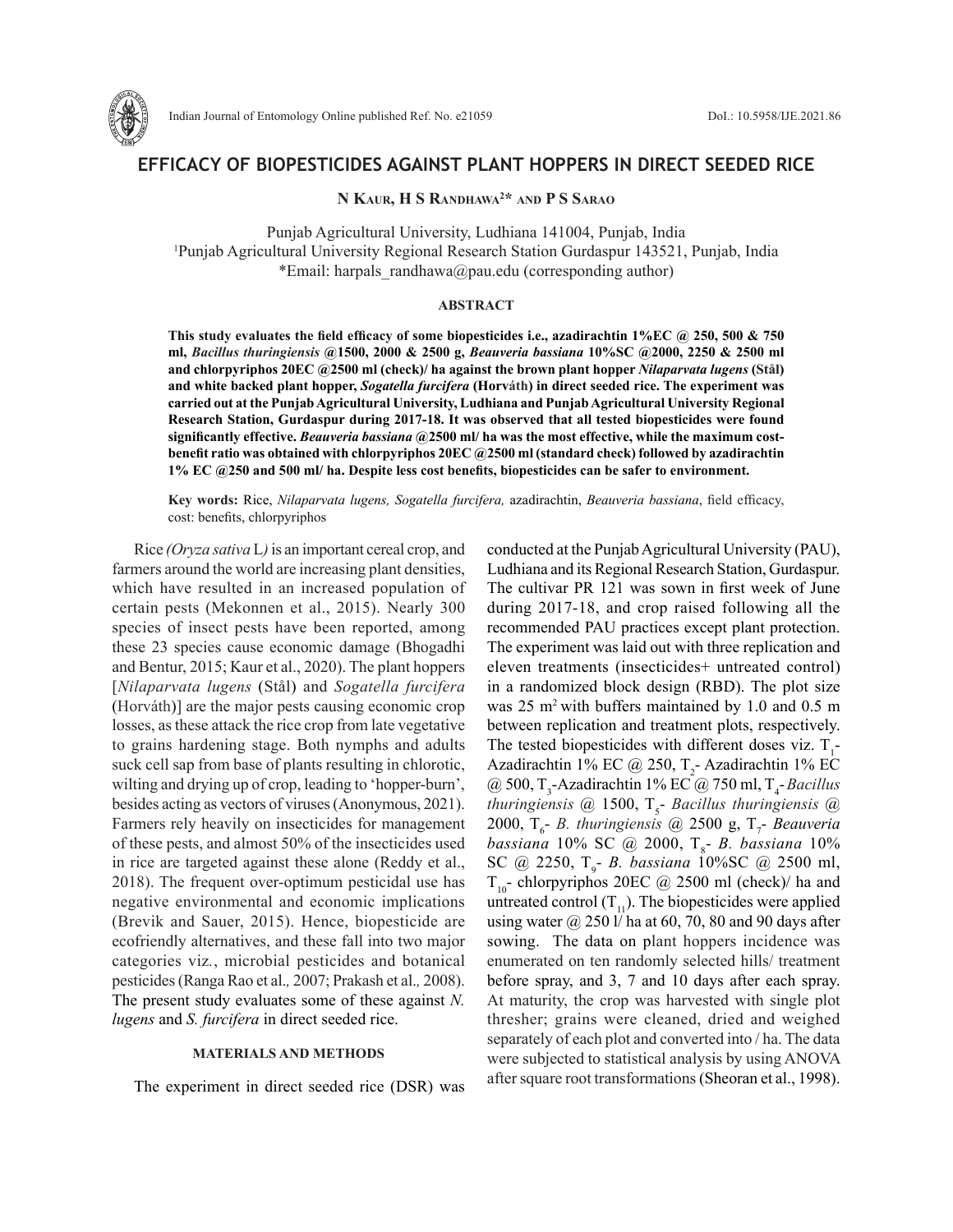# EFFICACY OF BIOPESTICIDES AGAINST PLANT HOPPERS IN DIRECT SEEDED RICE

**N Kaur, H S Randhawa[2]* and P S Sarao**

Punjab Agricultural University, Ludhiana 141004, Punjab, India
[1]Punjab Agricultural University Regional Research Station Gurdaspur 143521, Punjab, India
*Email: harpals_randhawa@pau.edu (corresponding author)

## ABSTRACT

**This study evaluates the field efficacy of some biopesticides i.e., azadirachtin 1%EC @ 250, 500 & 750 ml, *Bacillus thuringiensis* @1500, 2000 & 2500 g, *Beauveria bassiana* 10%SC @2000, 2250 & 2500 ml and chlorpyriphos 20EC @2500 ml (check)/ ha against the brown plant hopper *Nilaparvata lugens* (Stål) and white backed plant hopper, *Sogatella furcifera* (Horváth) in direct seeded rice. The experiment was carried out at the Punjab Agricultural University, Ludhiana and Punjab Agricultural University Regional Research Station, Gurdaspur during 2017-18. It was observed that all tested biopesticides were found significantly effective. *Beauveria bassiana* @2500 ml/ ha was the most effective, while the maximum cost-benefit ratio was obtained with chlorpyriphos 20EC @2500 ml (standard check) followed by azadirachtin 1% EC @250 and 500 ml/ ha. Despite less cost benefits, biopesticides can be safer to environment.**

**Key words:** Rice, *Nilaparvata lugens, Sogatella furcifera,* azadirachtin, *Beauveria bassiana*, field efficacy, cost: benefits, chlorpyriphos

Rice *(Oryza sativa* L*)* is an important cereal crop, and farmers around the world are increasing plant densities, which have resulted in an increased population of certain pests (Mekonnen et al., 2015). Nearly 300 species of insect pests have been reported, among these 23 species cause economic damage (Bhogadhi and Bentur, 2015; Kaur et al., 2020). The plant hoppers [*Nilaparvata lugens* (Stål) and *Sogatella furcifera* (Horváth)] are the major pests causing economic crop losses, as these attack the rice crop from late vegetative to grains hardening stage. Both nymphs and adults suck cell sap from base of plants resulting in chlorotic, wilting and drying up of crop, leading to 'hopper-burn', besides acting as vectors of viruses (Anonymous, 2021). Farmers rely heavily on insecticides for management of these pests, and almost 50% of the insecticides used in rice are targeted against these alone (Reddy et al., 2018). The frequent over-optimum pesticidal use has negative environmental and economic implications (Brevik and Sauer, 2015). Hence, biopesticide are ecofriendly alternatives, and these fall into two major categories viz., microbial pesticides and botanical pesticides (Ranga Rao et al*.,* 2007; Prakash et al*.,* 2008). The present study evaluates some of these against *N. lugens* and *S. furcifera* in direct seeded rice.

## MATERIALS AND METHODS

The experiment in direct seeded rice (DSR) was conducted at the Punjab Agricultural University (PAU), Ludhiana and its Regional Research Station, Gurdaspur. The cultivar PR 121 was sown in first week of June during 2017-18, and crop raised following all the recommended PAU practices except plant protection. The experiment was laid out with three replication and eleven treatments (insecticides+ untreated control) in a randomized block design (RBD). The plot size was 25 $m^2$ with buffers maintained by 1.0 and 0.5 m between replication and treatment plots, respectively. The tested biopesticides with different doses viz. $T_1$- Azadirachtin 1% EC @ 250, $T_2$- Azadirachtin 1% EC @ 500, $T_3$-Azadirachtin 1% EC @ 750 ml, $T_4$- *Bacillus thuringiensis* @ 1500, $T_5$- *Bacillus thuringiensis* @ 2000, $T_6$- *B. thuringiensis* @ 2500 g, $T_7$- *Beauveria bassiana* 10% SC @ 2000, $T_8$- *B. bassiana* 10% SC @ 2250, $T_9$- *B. bassiana* 10%SC @ 2500 ml, $T_{10}$- chlorpyriphos 20EC @ 2500 ml (check)/ ha and untreated control ($T_{11}$). The biopesticides were applied using water @ 250 l/ ha at 60, 70, 80 and 90 days after sowing. The data on plant hoppers incidence was enumerated on ten randomly selected hills/ treatment before spray, and 3, 7 and 10 days after each spray. At maturity, the crop was harvested with single plot thresher; grains were cleaned, dried and weighed separately of each plot and converted into / ha. The data were subjected to statistical analysis by using ANOVA after square root transformations (Sheoran et al., 1998).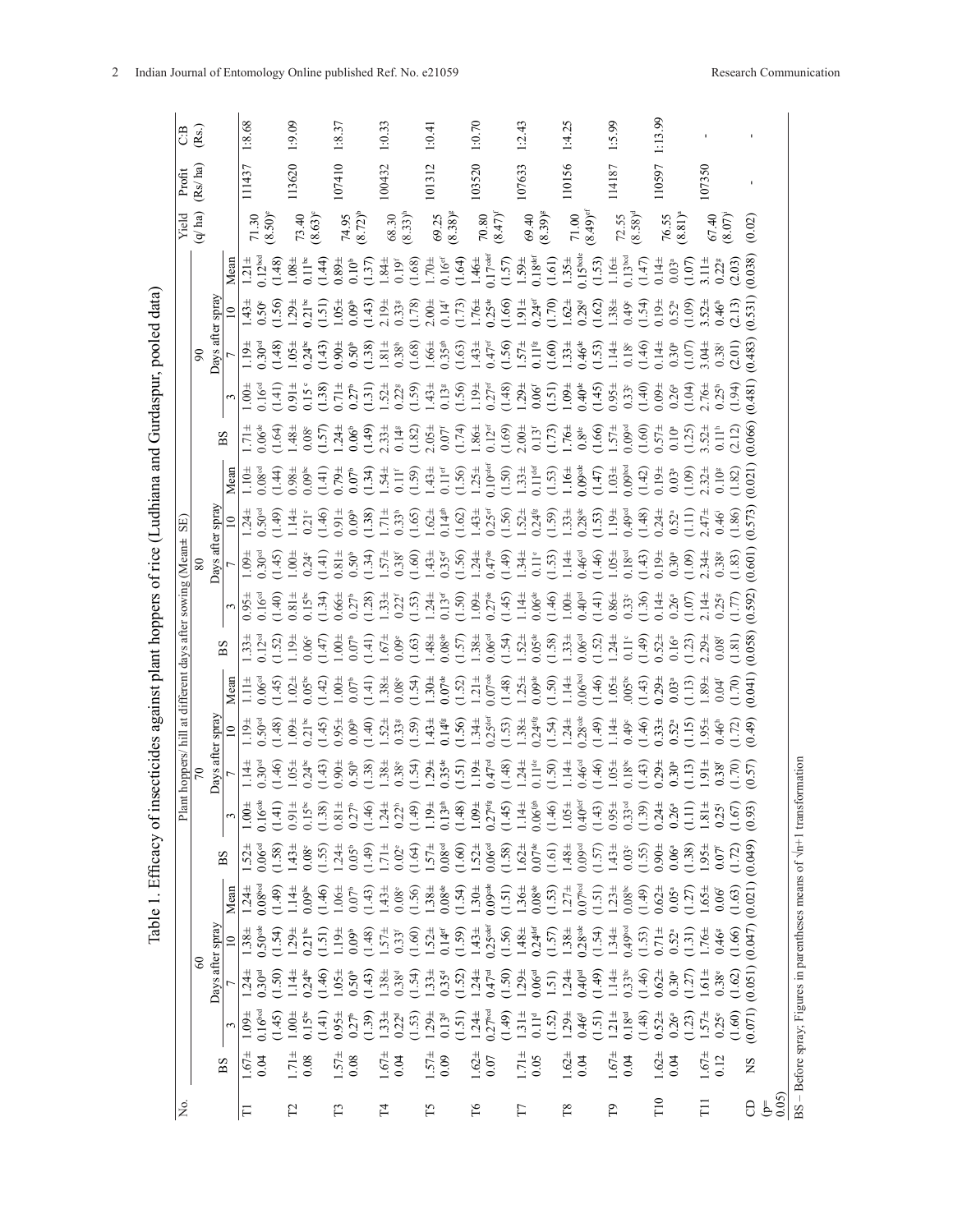Table 1. Efficacy of insecticides against plant hoppers of rice (Ludhiana and Gurdaspur, pooled data)

| No. | Plant hoppers/ hill at different days after sowing (Mean± SE) | | | | | | | | | | | | | | | | | | | | Yield (q/ ha) | Profit (Rs/ ha) | C:B (Rs.) |
|---|---|---|---|---|---|---|---|---|---|---|---|---|---|---|---|---|---|---|---|---|---|---|---|
| | 60 | | | | | 70 | | | | | 80 | | | | | 90 | | | | | | | |
| | BS | Days after spray | | | | BS | Days after spray | | | | BS | Days after spray | | | | BS | Days after spray | | | | | | |
| | | 3 | 7 | 10 | Mean | | 3 | 7 | 10 | Mean | | 3 | 7 | 10 | Mean | | 3 | 7 | 10 | Mean | | | |
| T1 | 1.67± 0.04 | 1.09± 0.16$^{bcd}$ (1.45) | 1.24± 0.30$^{cd}$ (1.50) | 1.38± 0.50$^{cde}$ (1.54) | 1.24± 0.08$^{bcd}$ (1.49) | 1.52± 0.06$^{cd}$ (1.58) | 1.00± 0.16$^{cde}$ (1.41) | 1.14± 0.30$^{cd}$ (1.46) | 1.19± 0.50$^{cd}$ (1.48) | 1.11± 0.06$^{cd}$ (1.45) | 1.33± 0.12$^{cd}$ (1.52) | 0.95± 0.16$^{cd}$ (1.40) | 1.09± 0.30$^{cd}$ (1.45) | 1.24± 0.50$^{cd}$ (1.49) | 1.10± 0.08$^{cd}$ (1.44) | 1.71± 0.06$^{de}$ (1.64) | 1.00± 0.16$^{cd}$ (1.41) | 1.19± 0.30$^{cd}$ (1.48) | 1.43± 0.50$^{c}$ (1.56) | 1.21± 0.12$^{bcd}$ (1.48) | 71.30 (8.50)$^{e}$ | 111437 | 1:8.68 |
| T2 | 1.71± 0.08 | 1.00± 0.15$^{bc}$ (1.41) | 1.14± 0.24$^{bc}$ (1.46) | 1.29± 0.21$^{bc}$ (1.51) | 1.14± 0.09$^{bc}$ (1.46) | 1.43± 0.08$^{c}$ (1.55) | 0.91± 0.15$^{bc}$ (1.38) | 1.05± 0.24$^{bc}$ (1.43) | 1.09± 0.21$^{bc}$ (1.45) | 1.02± 0.05$^{bc}$ (1.42) | 1.19± 0.06$^{c}$ (1.47) | 0.81± 0.15$^{bc}$ (1.34) | 1.00± 0.24$^{c}$ (1.41) | 1.14± 0.21$^{c}$ (1.46) | 0.98± 0.09$^{bc}$ (1.41) | 1.48± 0.08$^{c}$ (1.57) | 0.91± 0.15$^{c}$ (1.38) | 1.05± 0.24$^{bc}$ (1.43) | 1.29± 0.21$^{bc}$ (1.51) | 1.08± 0.11$^{bc}$ (1.44) | 73.40 (8.63)$^{c}$ | 113620 | 1:9.09 |
| T3 | 1.57± 0.08 | 0.95± 0.27$^{b}$ (1.39) | 1.05± 0.50$^{b}$ (1.43) | 1.19± 0.09$^{b}$ (1.48) | 1.06± 0.07$^{b}$ (1.43) | 1.24± 0.05$^{b}$ (1.49) | 0.81± 0.27$^{b}$ (1.46) | 0.90± 0.50$^{b}$ (1.38) | 0.95± 0.09$^{b}$ (1.40) | 1.00± 0.07$^{b}$ (1.41) | 1.00± 0.07$^{b}$ (1.41) | 0.66± 0.27$^{b}$ (1.28) | 0.81± 0.50$^{b}$ (1.34) | 0.91± 0.09$^{b}$ (1.38) | 0.79± 0.07$^{b}$ (1.34) | 1.24± 0.06$^{b}$ (1.49) | 0.71± 0.27$^{b}$ (1.31) | 0.90± 0.50$^{b}$ (1.38) | 1.05± 0.09$^{b}$ (1.43) | 0.89± 0.10$^{b}$ (1.37) | 74.95 (8.72)$^{b}$ | 107410 | 1:8.37 |
| T4 | 1.67± 0.04 | 1.33± 0.22$^{d}$ (1.53) | 1.38± 0.38$^{d}$ (1.54) | 1.57± 0.33$^{f}$ (1.60) | 1.43± 0.08$^{e}$ (1.56) | 1.71± 0.02$^{e}$ (1.64) | 1.24± 0.22$^{h}$ (1.49) | 1.38± 0.38$^{e}$ (1.54) | 1.52± 0.33$^{g}$ (1.59) | 1.38± 0.08$^{e}$ (1.54) | 1.67± 0.09$^{e}$ (1.63) | 1.33± 0.22$^{f}$ (1.53) | 1.57± 0.38$^{f}$ (1.60) | 1.71± 0.33$^{h}$ (1.65) | 1.54± 0.11$^{f}$ (1.59) | 2.33± 0.14$^{g}$ (1.82) | 1.52± 0.22$^{g}$ (1.59) | 1.81± 0.38$^{h}$ (1.68) | 2.19± 0.33$^{g}$ (1.78) | 1.84± 0.19$^{f}$ (1.68) | 68.30 (8.33)$^{h}$ | 100432 | 1:0.33 |
| T5 | 1.57± 0.09 | 1.29± 0.13$^{d}$ (1.51) | 1.33± 0.35$^{d}$ (1.52) | 1.52± 0.14$^{ef}$ (1.59) | 1.38± 0.08$^{de}$ (1.54) | 1.57± 0.08$^{cd}$ (1.60) | 1.19± 0.13$^{gh}$ (1.48) | 1.29± 0.35$^{de}$ (1.51) | 1.43± 0.14$^{fg}$ (1.56) | 1.30± 0.07$^{de}$ (1.52) | 1.48± 0.08$^{de}$ (1.57) | 1.24± 0.13$^{ef}$ (1.50) | 1.43± 0.35$^{ef}$ (1.56) | 1.62± 0.14$^{gh}$ (1.62) | 1.43± 0.11$^{ef}$ (1.56) | 2.05± 0.07$^{f}$ (1.74) | 1.43± 0.13$^{g}$ (1.56) | 1.66± 0.35$^{gh}$ (1.63) | 2.00± 0.14$^{f}$ (1.73) | 1.70± 0.16$^{ef}$ (1.64) | 69.25 (8.38)$^{g}$ | 101312 | 1:0.41 |
| T6 | 1.62± 0.07 | 1.24± 0.27$^{bcd}$ (1.49) | 1.24± 0.47$^{cd}$ (1.50) | 1.43± 0.25$^{cdef}$ (1.56) | 1.30± 0.09$^{cde}$ (1.51) | 1.52± 0.06$^{cd}$ (1.58) | 1.09± 0.27$^{efg}$ (1.45) | 1.19± 0.47$^{cd}$ (1.48) | 1.34± 0.25$^{de}$ (1.53) | 1.21± 0.07$^{cde}$ (1.48) | 1.38± 0.06$^{cd}$ (1.54) | 1.09± 0.27$^{de}$ (1.45) | 1.24± 0.47$^{de}$ (1.49) | 1.43± 0.25$^{ef}$ (1.56) | 1.25± 0.10$^{cde}$ (1.50) | 1.86± 0.12$^{ef}$ (1.69) | 1.19± 0.27$^{ef}$ (1.48) | 1.43± 0.47$^{ef}$ (1.56) | 1.76± 0.25$^{de}$ (1.66) | 1.46± 0.17$^{cdef}$ (1.57) | 70.80 (8.47)$^{f}$ | 103520 | 1:0.70 |
| T7 | 1.71± 0.05 | 1.31± 0.11$^{d}$ (1.52) | 1.29± 0.06$^{d}$ (1.51) | 1.48± 0.24$^{def}$ (1.57) | 1.36± 0.08$^{de}$ (1.53) | 1.62± 0.07$^{de}$ (1.61) | 1.14± 0.06$^{fgh}$ (1.46) | 1.24± 0.11$^{de}$ (1.50) | 1.38± 0.24$^{efg}$ (1.54) | 1.25± 0.09$^{de}$ (1.50) | 1.52± 0.05$^{de}$ (1.58) | 1.14± 0.06$^{de}$ (1.46) | 1.34± 0.11$^{e}$ (1.53) | 1.52± 0.24$^{fg}$ (1.59) | 1.33± 0.11$^{def}$ (1.53) | 2.00± 0.13$^{f}$ (1.73) | 1.29± 0.06$^{f}$ (1.51) | 1.57± 0.11$^{fg}$ (1.60) | 1.91± 0.24$^{ef}$ (1.70) | 1.59± 0.18$^{def}$ (1.61) | 69.40 (8.39)$^{g}$ | 107633 | 1:2.43 |
| T8 | 1.62± 0.04 | 1.29± 0.46$^{d}$ (1.51) | 1.24± 0.40$^{cd}$ (1.49) | 1.38± 0.28$^{cde}$ (1.54) | 1.27± 0.07$^{bcd}$ (1.51) | 1.48± 0.09$^{cd}$ (1.57) | 1.05± 0.40$^{def}$ (1.43) | 1.14± 0.46$^{cd}$ (1.46) | 1.24± 0.28$^{cde}$ (1.49) | 1.14± 0.06$^{bcd}$ (1.46) | 1.33± 0.06$^{cd}$ (1.52) | 1.00± 0.40$^{cd}$ (1.41) | 1.14± 0.46$^{cd}$ (1.46) | 1.33± 0.28$^{de}$ (1.53) | 1.16± 0.09$^{cde}$ (1.47) | 1.76± 0.8$^{de}$ (1.66) | 1.09± 0.40$^{de}$ (1.45) | 1.33± 0.46$^{de}$ (1.53) | 1.62± 0.28$^{d}$ (1.62) | 1.35± 0.15$^{bcde}$ (1.53) | 71.00 (8.49)$^{ef}$ | 110156 | 1:4.25 |
| T9 | 1.67± 0.04 | 1.21± 0.18$^{cd}$ (1.48) | 1.14± 0.33$^{bc}$ (1.46) | 1.34± 0.49$^{bcd}$ (1.53) | 1.23± 0.08$^{bc}$ (1.49) | 1.43± 0.03$^{c}$ (1.55) | 0.95± 0.33$^{cd}$ (1.39) | 1.05± 0.18$^{bc}$ (1.43) | 1.14± 0.49$^{c}$ (1.46) | 1.05± .005$^{bc}$ (1.43) | 1.24± 0.11$^{c}$ (1.49) | 0.86± 0.33$^{c}$ (1.36) | 1.05± 0.18$^{cd}$ (1.43) | 1.19± 0.49$^{cd}$ (1.48) | 1.03± 0.09$^{bcd}$ (1.42) | 1.57± 0.09$^{cd}$ (1.60) | 0.95± 0.33$^{c}$ (1.40) | 1.14± 0.18$^{c}$ (1.46) | 1.38± 0.49$^{c}$ (1.54) | 1.16± 0.13$^{bcd}$ (1.47) | 72.55 (8.58)$^{d}$ | 114187 | 1:5.99 |
| T10 | 1.62± 0.04 | 0.52± 0.26$^{a}$ (1.23) | 0.62± 0.30$^{a}$ (1.27) | 0.71± 0.52$^{a}$ (1.31) | 0.62± 0.05$^{a}$ (1.27) | 0.90± 0.06$^{a}$ (1.38) | 0.24± 0.26$^{a}$ (1.11) | 0.29± 0.30$^{a}$ (1.13) | 0.33± 0.52$^{a}$ (1.15) | 0.29± 0.03$^{a}$ (1.13) | 0.52± 0.16$^{a}$ (1.23) | 0.14± 0.26$^{a}$ (1.07) | 0.19± 0.30$^{a}$ (1.09) | 0.24± 0.52$^{a}$ (1.11) | 0.19± 0.03$^{a}$ (1.09) | 0.57± 0.10$^{a}$ (1.25) | 0.09± 0.26$^{a}$ (1.04) | 0.14± 0.30$^{a}$ (1.07) | 0.19± 0.52$^{a}$ (1.09) | 0.14± 0.03$^{a}$ (1.07) | 76.55 (8.81)$^{a}$ | 110597 | 1:13.99 |
| T11 | 1.67± 0.12 | 1.57± 0.25$^{e}$ (1.60) | 1.61± 0.38$^{e}$ (1.62) | 1.76± 0.46$^{g}$ (1.66) | 1.65± 0.06$^{f}$ (1.63) | 1.95± 0.07$^{f}$ (1.72) | 1.81± 0.25$^{i}$ (1.67) | 1.91± 0.38$^{f}$ (1.70) | 1.95± 0.46$^{h}$ (1.72) | 1.89± 0.04$^{f}$ (1.70) | 2.29± 0.08$^{f}$ (1.81) | 2.14± 0.25$^{g}$ (1.77) | 2.34± 0.38$^{g}$ (1.83) | 2.47± 0.46$^{i}$ (1.86) | 2.32± 0.10$^{g}$ (1.82) | 3.52± 0.11$^{h}$ (2.12) | 2.76± 0.25$^{h}$ (1.94) | 3.04± 0.38$^{i}$ (2.01) | 3.52± 0.46$^{h}$ (2.13) | 3.11± 0.22$^{g}$ (2.03) | 67.40 (8.07)$^{i}$ | 107350 | - |
| CD ($p$= 0.05) | NS | (0.071) | (0.051) | (0.047) | (0.021) | (0.049) | (0.93) | (0.57) | (0.49) | (0.041) | (0.058) | (0.592) | (0.601) | (0.573) | (0.021) | (0.066) | (0.481) | (0.483) | (0.531) | (0.038) | (0.02) | - | - |

BS – Before spray; Figures in parentheses means of $\sqrt{n+1}$ transformation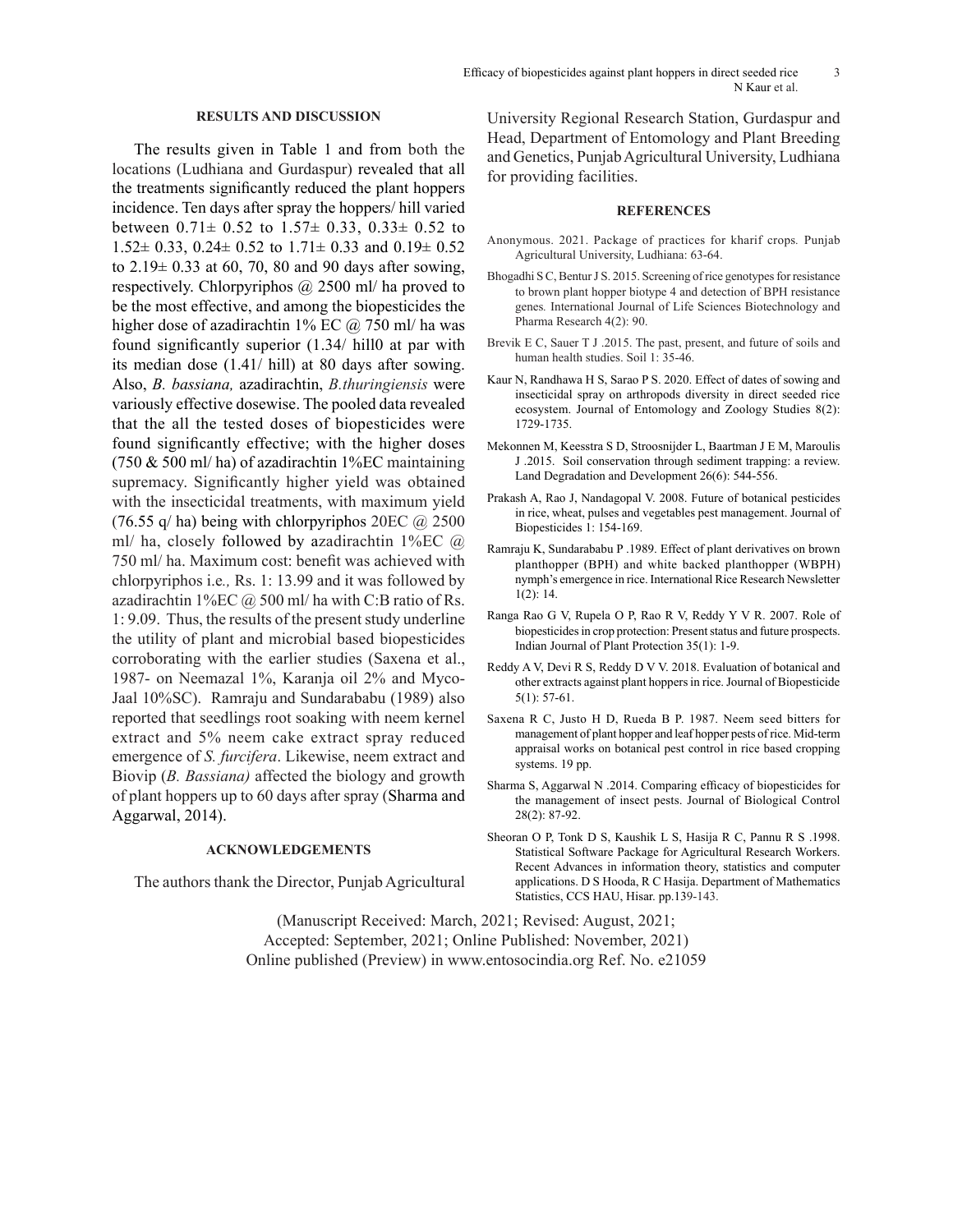## RESULTS AND DISCUSSION

The results given in Table 1 and from both the locations (Ludhiana and Gurdaspur) revealed that all the treatments significantly reduced the plant hoppers incidence. Ten days after spray the hoppers/ hill varied between 0.71± 0.52 to 1.57± 0.33, 0.33± 0.52 to 1.52± 0.33, 0.24± 0.52 to 1.71± 0.33 and 0.19± 0.52 to 2.19± 0.33 at 60, 70, 80 and 90 days after sowing, respectively. Chlorpyriphos @ 2500 ml/ ha proved to be the most effective, and among the biopesticides the higher dose of azadirachtin 1% EC @ 750 ml/ ha was found significantly superior (1.34/ hill0 at par with its median dose (1.41/ hill) at 80 days after sowing. Also, *B. bassiana,* azadirachtin, *B.thuringiensis* were variously effective dosewise. The pooled data revealed that the all the tested doses of biopesticides were found significantly effective; with the higher doses (750 & 500 ml/ ha) of azadirachtin 1%EC maintaining supremacy. Significantly higher yield was obtained with the insecticidal treatments, with maximum yield (76.55 q/ ha) being with chlorpyriphos 20EC @ 2500 ml/ ha, closely followed by azadirachtin 1%EC @ 750 ml/ ha. Maximum cost: benefit was achieved with chlorpyriphos i.e*.,* Rs. 1: 13.99 and it was followed by azadirachtin 1%EC @ 500 ml/ ha with C:B ratio of Rs. 1: 9.09. Thus, the results of the present study underline the utility of plant and microbial based biopesticides corroborating with the earlier studies (Saxena et al., 1987- on Neemazal 1%, Karanja oil 2% and Myco-Jaal 10%SC). Ramraju and Sundarababu (1989) also reported that seedlings root soaking with neem kernel extract and 5% neem cake extract spray reduced emergence of *S. furcifera*. Likewise, neem extract and Biovip (*B. Bassiana)* affected the biology and growth of plant hoppers up to 60 days after spray (Sharma and Aggarwal, 2014).

## ACKNOWLEDGEMENTS

The authors thank the Director, Punjab Agricultural University Regional Research Station, Gurdaspur and Head, Department of Entomology and Plant Breeding and Genetics, Punjab Agricultural University, Ludhiana for providing facilities.

## REFERENCES

Anonymous. 2021. Package of practices for kharif crops*.* Punjab Agricultural University, Ludhiana: 63-64.

Bhogadhi S C, Bentur J S. 2015. Screening of rice genotypes for resistance to brown plant hopper biotype 4 and detection of BPH resistance genes*.* International Journal of Life Sciences Biotechnology and Pharma Research 4(2): 90.

Brevik E C, Sauer T J .2015. The past, present, and future of soils and human health studies. Soil 1: 35-46.

Kaur N, Randhawa H S, Sarao P S. 2020. Effect of dates of sowing and insecticidal spray on arthropods diversity in direct seeded rice ecosystem. Journal of Entomology and Zoology Studies 8(2): 1729-1735.

Mekonnen M, Keesstra S D, Stroosnijder L, Baartman J E M, Maroulis J .2015. Soil conservation through sediment trapping: a review. Land Degradation and Development 26(6): 544-556.

Prakash A, Rao J, Nandagopal V. 2008. Future of botanical pesticides in rice, wheat, pulses and vegetables pest management. Journal of Biopesticides 1: 154-169.

Ramraju K, Sundarababu P .1989. Effect of plant derivatives on brown planthopper (BPH) and white backed planthopper (WBPH) nymph's emergence in rice. International Rice Research Newsletter 1(2): 14.

Ranga Rao G V, Rupela O P, Rao R V, Reddy Y V R. 2007. Role of biopesticides in crop protection: Present status and future prospects. Indian Journal of Plant Protection 35(1): 1-9.

Reddy A V, Devi R S, Reddy D V V. 2018. Evaluation of botanical and other extracts against plant hoppers in rice. Journal of Biopesticide 5(1): 57-61.

Saxena R C, Justo H D, Rueda B P. 1987. Neem seed bitters for management of plant hopper and leaf hopper pests of rice. Mid-term appraisal works on botanical pest control in rice based cropping systems. 19 pp.

Sharma S, Aggarwal N .2014. Comparing efficacy of biopesticides for the management of insect pests. Journal of Biological Control 28(2): 87-92.

Sheoran O P, Tonk D S, Kaushik L S, Hasija R C, Pannu R S .1998. Statistical Software Package for Agricultural Research Workers. Recent Advances in information theory, statistics and computer applications. D S Hooda, R C Hasija. Department of Mathematics Statistics, CCS HAU, Hisar. pp.139-143.

(Manuscript Received: March, 2021; Revised: August, 2021; Accepted: September, 2021; Online Published: November, 2021) Online published (Preview) in www.entosocindia.org Ref. No. e21059